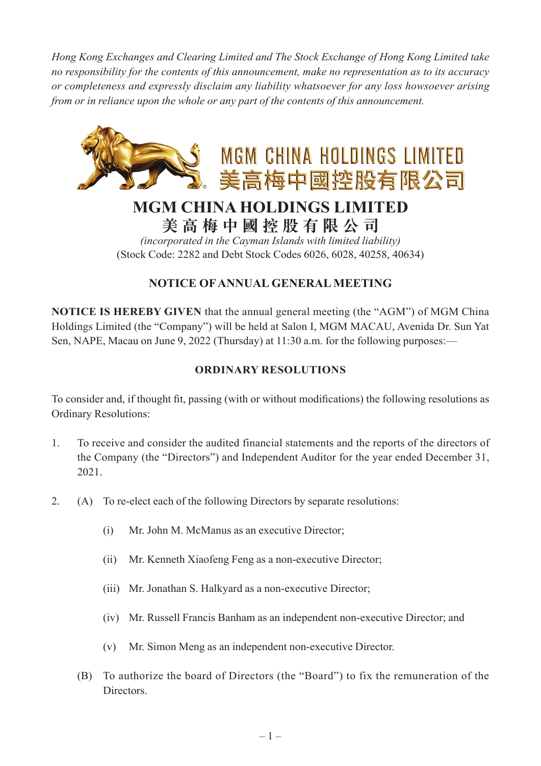*Hong Kong Exchanges and Clearing Limited and The Stock Exchange of Hong Kong Limited take no responsibility for the contents of this announcement, make no representation as to its accuracy or completeness and expressly disclaim any liability whatsoever for any loss howsoever arising from or in reliance upon the whole or any part of the contents of this announcement.*

MGM CHINA HOLDINGS LIMITED
美高梅中國控股有限公司

# MGM CHINA HOLDINGS LIMITED
# 美 高 梅 中 國 控 股 有 限 公 司

*(incorporated in the Cayman Islands with limited liability)*
(Stock Code: 2282 and Debt Stock Codes 6026, 6028, 40258, 40634)

## NOTICE OF ANNUAL GENERAL MEETING

**NOTICE IS HEREBY GIVEN** that the annual general meeting (the "AGM") of MGM China Holdings Limited (the "Company") will be held at Salon I, MGM MACAU, Avenida Dr. Sun Yat Sen, NAPE, Macau on June 9, 2022 (Thursday) at 11:30 a.m. for the following purposes:—

### ORDINARY RESOLUTIONS

To consider and, if thought fit, passing (with or without modifications) the following resolutions as Ordinary Resolutions:

1. To receive and consider the audited financial statements and the reports of the directors of the Company (the "Directors") and Independent Auditor for the year ended December 31, 2021.

2. (A) To re-elect each of the following Directors by separate resolutions:

   (i) Mr. John M. McManus as an executive Director;

   (ii) Mr. Kenneth Xiaofeng Feng as a non-executive Director;

   (iii) Mr. Jonathan S. Halkyard as a non-executive Director;

   (iv) Mr. Russell Francis Banham as an independent non-executive Director; and

   (v) Mr. Simon Meng as an independent non-executive Director.

   (B) To authorize the board of Directors (the "Board") to fix the remuneration of the Directors.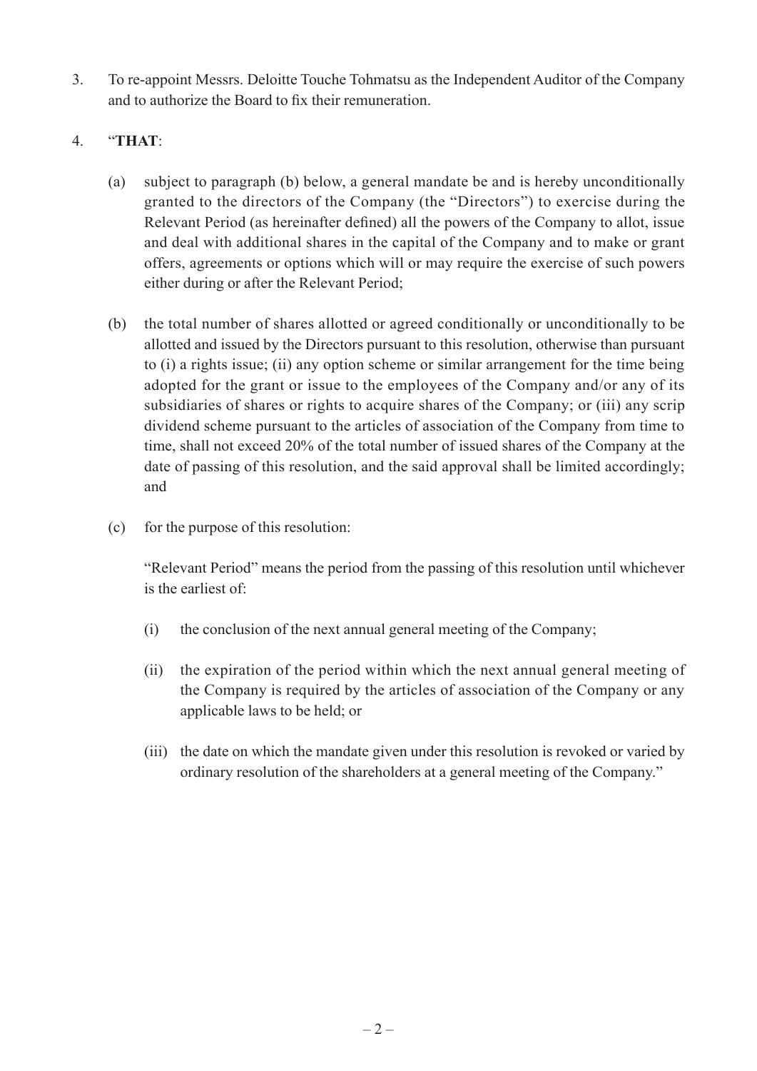3. To re-appoint Messrs. Deloitte Touche Tohmatsu as the Independent Auditor of the Company and to authorize the Board to fix their remuneration.

4. "**THAT**:

   (a) subject to paragraph (b) below, a general mandate be and is hereby unconditionally granted to the directors of the Company (the "Directors") to exercise during the Relevant Period (as hereinafter defined) all the powers of the Company to allot, issue and deal with additional shares in the capital of the Company and to make or grant offers, agreements or options which will or may require the exercise of such powers either during or after the Relevant Period;

   (b) the total number of shares allotted or agreed conditionally or unconditionally to be allotted and issued by the Directors pursuant to this resolution, otherwise than pursuant to (i) a rights issue; (ii) any option scheme or similar arrangement for the time being adopted for the grant or issue to the employees of the Company and/or any of its subsidiaries of shares or rights to acquire shares of the Company; or (iii) any scrip dividend scheme pursuant to the articles of association of the Company from time to time, shall not exceed 20% of the total number of issued shares of the Company at the date of passing of this resolution, and the said approval shall be limited accordingly; and

   (c) for the purpose of this resolution:

   "Relevant Period" means the period from the passing of this resolution until whichever is the earliest of:

   (i) the conclusion of the next annual general meeting of the Company;

   (ii) the expiration of the period within which the next annual general meeting of the Company is required by the articles of association of the Company or any applicable laws to be held; or

   (iii) the date on which the mandate given under this resolution is revoked or varied by ordinary resolution of the shareholders at a general meeting of the Company."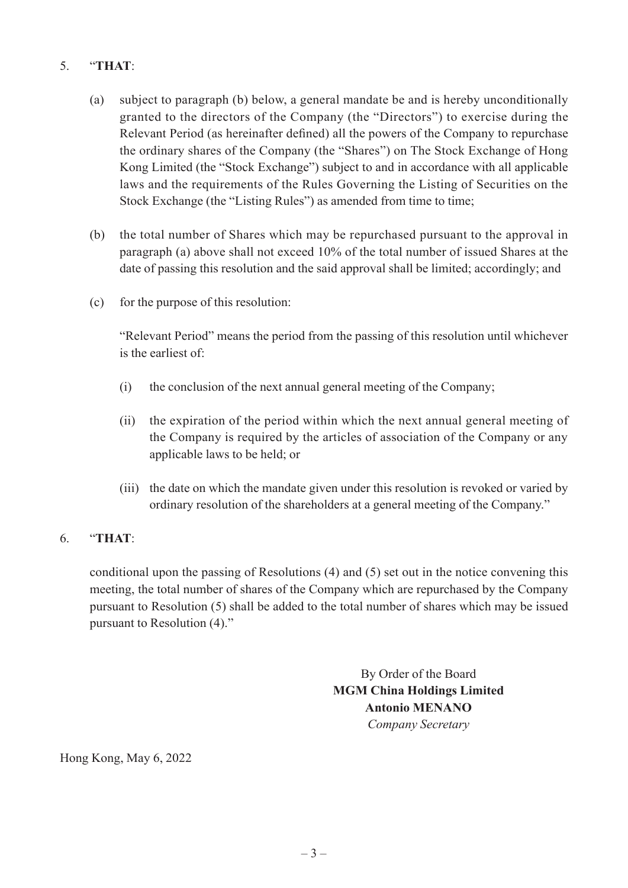5. "**THAT**:

   (a) subject to paragraph (b) below, a general mandate be and is hereby unconditionally granted to the directors of the Company (the "Directors") to exercise during the Relevant Period (as hereinafter defined) all the powers of the Company to repurchase the ordinary shares of the Company (the "Shares") on The Stock Exchange of Hong Kong Limited (the "Stock Exchange") subject to and in accordance with all applicable laws and the requirements of the Rules Governing the Listing of Securities on the Stock Exchange (the "Listing Rules") as amended from time to time;

   (b) the total number of Shares which may be repurchased pursuant to the approval in paragraph (a) above shall not exceed 10% of the total number of issued Shares at the date of passing this resolution and the said approval shall be limited; accordingly; and

   (c) for the purpose of this resolution:

   "Relevant Period" means the period from the passing of this resolution until whichever is the earliest of:

   (i) the conclusion of the next annual general meeting of the Company;

   (ii) the expiration of the period within which the next annual general meeting of the Company is required by the articles of association of the Company or any applicable laws to be held; or

   (iii) the date on which the mandate given under this resolution is revoked or varied by ordinary resolution of the shareholders at a general meeting of the Company."

6. "**THAT**:

   conditional upon the passing of Resolutions (4) and (5) set out in the notice convening this meeting, the total number of shares of the Company which are repurchased by the Company pursuant to Resolution (5) shall be added to the total number of shares which may be issued pursuant to Resolution (4)."

By Order of the Board
**MGM China Holdings Limited**
**Antonio MENANO**
*Company Secretary*

Hong Kong, May 6, 2022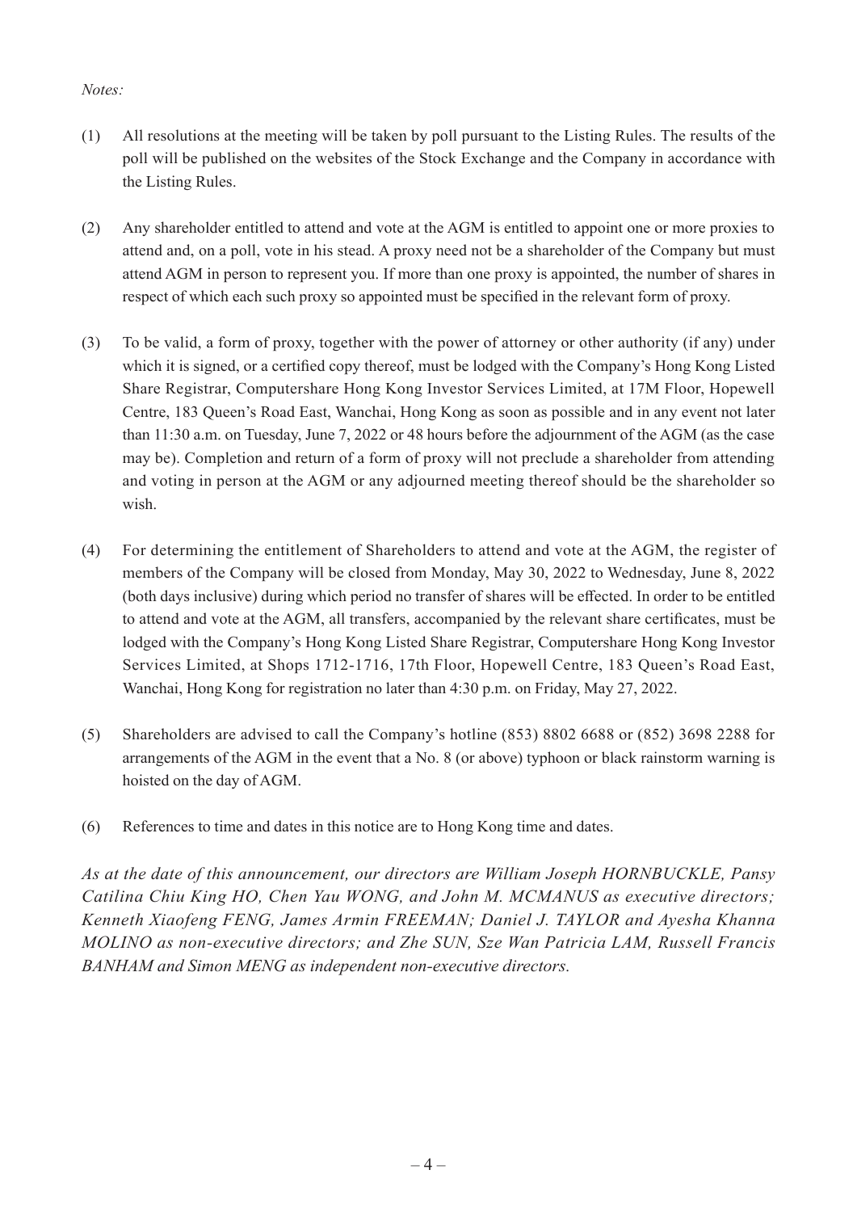*Notes:*

(1) All resolutions at the meeting will be taken by poll pursuant to the Listing Rules. The results of the poll will be published on the websites of the Stock Exchange and the Company in accordance with the Listing Rules.

(2) Any shareholder entitled to attend and vote at the AGM is entitled to appoint one or more proxies to attend and, on a poll, vote in his stead. A proxy need not be a shareholder of the Company but must attend AGM in person to represent you. If more than one proxy is appointed, the number of shares in respect of which each such proxy so appointed must be specified in the relevant form of proxy.

(3) To be valid, a form of proxy, together with the power of attorney or other authority (if any) under which it is signed, or a certified copy thereof, must be lodged with the Company's Hong Kong Listed Share Registrar, Computershare Hong Kong Investor Services Limited, at 17M Floor, Hopewell Centre, 183 Queen's Road East, Wanchai, Hong Kong as soon as possible and in any event not later than 11:30 a.m. on Tuesday, June 7, 2022 or 48 hours before the adjournment of the AGM (as the case may be). Completion and return of a form of proxy will not preclude a shareholder from attending and voting in person at the AGM or any adjourned meeting thereof should be the shareholder so wish.

(4) For determining the entitlement of Shareholders to attend and vote at the AGM, the register of members of the Company will be closed from Monday, May 30, 2022 to Wednesday, June 8, 2022 (both days inclusive) during which period no transfer of shares will be effected. In order to be entitled to attend and vote at the AGM, all transfers, accompanied by the relevant share certificates, must be lodged with the Company's Hong Kong Listed Share Registrar, Computershare Hong Kong Investor Services Limited, at Shops 1712-1716, 17th Floor, Hopewell Centre, 183 Queen's Road East, Wanchai, Hong Kong for registration no later than 4:30 p.m. on Friday, May 27, 2022.

(5) Shareholders are advised to call the Company's hotline (853) 8802 6688 or (852) 3698 2288 for arrangements of the AGM in the event that a No. 8 (or above) typhoon or black rainstorm warning is hoisted on the day of AGM.

(6) References to time and dates in this notice are to Hong Kong time and dates.

*As at the date of this announcement, our directors are William Joseph HORNBUCKLE, Pansy Catilina Chiu King HO, Chen Yau WONG, and John M. MCMANUS as executive directors; Kenneth Xiaofeng FENG, James Armin FREEMAN; Daniel J. TAYLOR and Ayesha Khanna MOLINO as non-executive directors; and Zhe SUN, Sze Wan Patricia LAM, Russell Francis BANHAM and Simon MENG as independent non-executive directors.*